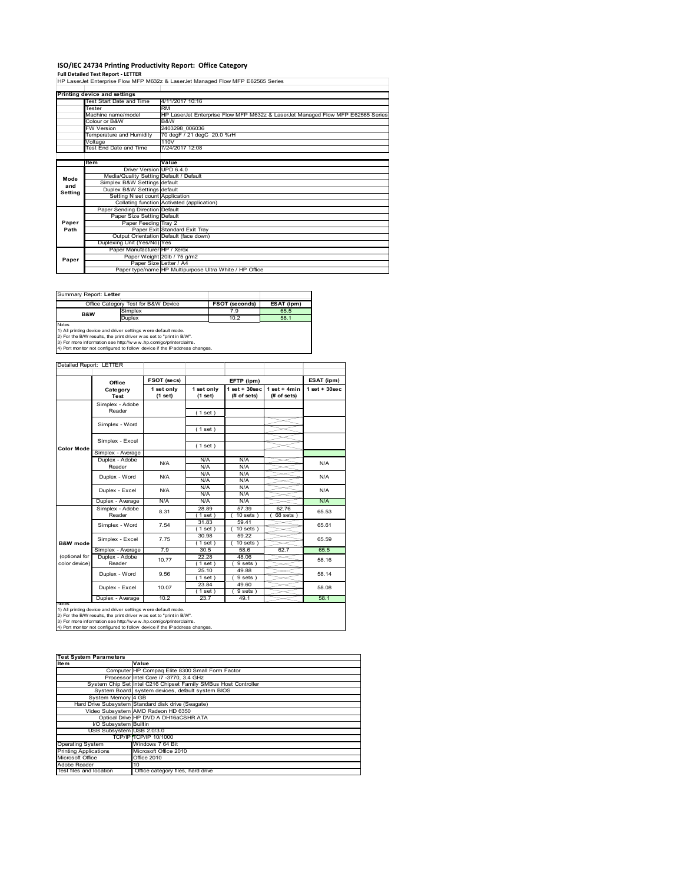# ISO/IEC 24734 Printing Productivity Report: Office Category

**Full Detailed Test Report - LETTER**

HP LaserJet Enterprise Flow MFP M632z & LaserJet Managed Flow MFP E62565 Series

| Printing device and settings | |
|---|---|
| Test Start Date and Time | 4/11/2017 10:16 |
| Tester | RM |
| Machine name/model | HP LaserJet Enterprise Flow MFP M632z & LaserJet Managed Flow MFP E62565 Series |
| Colour or B&W | B&W |
| FW Version | 2403298_006036 |
| Temperature and Humidity | 70 degF / 21 degC 20.0 %rH |
| Voltage | 110V |
| Test End Date and Time | 7/24/2017 12:08 |

| | Item | Value |
|---|---|---|
| Mode and Setting | Driver Version | UPD 6.4.0 |
| | Media/Quality Setting | Default / Default |
| | Simplex B&W Settings | default |
| | Duplex B&W Settings | default |
| | Setting N set count | Application |
| | Collating function | Activated (application) |
| Paper Path | Paper Sending Direction | Default |
| | Paper Size Setting | Default |
| | Paper Feeding | Tray 2 |
| | Paper Exit | Standard Exit Tray |
| | Output Orientation | Default (face down) |
| | Duplexing Unit (Yes/No) | Yes |
| Paper | Paper Manufacturer | HP / Xerox |
| | Paper Weight | 20lb / 75 g/m2 |
| | Paper Size | Letter / A4 |
| | Paper type/name | HP Multipurpose Ultra White / HP Office |

Summary Report: **Letter**

| Office Category Test for B&W Device | | FSOT (seconds) | ESAT (ipm) |
|---|---|---|---|
| B&W | Simplex | 7.9 | 65.5 |
| | Duplex | 10.2 | 58.1 |

Notes
1) All printing device and driver settings were default mode.
2) For the B/W results, the print driver was set to "print in B/W".
3) For more information see http://www.hp.com/go/printerclaims.
4) Port monitor not configured to follow device if the IP address changes.

Detailed Report: LETTER

| | Office Category Test | FSOT (secs) 1 set only (1 set) | EFTP (ipm) 1 set only (1 set) | EFTP (ipm) 1 set + 30sec (# of sets) | EFTP (ipm) 1 set + 4min (# of sets) | ESAT (ipm) 1 set + 30sec |
|---|---|---|---|---|---|---|
| Color Mode | Simplex - Adobe Reader | | ( 1 set ) | | | |
| | Simplex - Word | | ( 1 set ) | | | |
| | Simplex - Excel | | ( 1 set ) | | | |
| | Simplex - Average | | | | | |
| | Duplex - Adobe Reader | N/A | N/A<br>N/A | N/A<br>N/A | | N/A |
| | Duplex - Word | N/A | N/A<br>N/A | N/A<br>N/A | | N/A |
| | Duplex - Excel | N/A | N/A<br>N/A | N/A<br>N/A | | N/A |
| | Duplex - Average | N/A | N/A | N/A | | N/A |
| B&W mode (optional for color device) | Simplex - Adobe Reader | 8.31 | 28.89<br>( 1 set ) | 57.39<br>( 10 sets ) | 62.76<br>( 68 sets ) | 65.53 |
| | Simplex - Word | 7.54 | 31.83<br>( 1 set ) | 59.41<br>( 10 sets ) | | 65.61 |
| | Simplex - Excel | 7.75 | 30.98<br>( 1 set ) | 59.22<br>( 10 sets ) | | 65.59 |
| | Simplex - Average | 7.9 | 30.5 | 58.6 | 62.7 | 65.5 |
| | Duplex - Adobe Reader | 10.77 | 22.28<br>( 1 set ) | 48.06<br>( 9 sets ) | | 58.16 |
| | Duplex - Word | 9.56 | 25.10<br>( 1 set ) | 49.88<br>( 9 sets ) | | 58.14 |
| | Duplex - Excel | 10.07 | 23.84<br>( 1 set ) | 49.60<br>( 9 sets ) | | 58.08 |
| | Duplex - Average | 10.2 | 23.7 | 49.1 | | 58.1 |

Notes
1) All printing device and driver settings were default mode.
2) For the B/W results, the print driver was set to "print in B/W".
3) For more information see http://www.hp.com/go/printerclaims.
4) Port monitor not configured to follow device if the IP address changes.

| Test System Parameters | |
|---|---|
| **Item** | **Value** |
| Computer | HP Compaq Elite 8300 Small Form Factor |
| Processor | Intel Core i7 -3770, 3.4 GHz |
| System Chip Set | Intel C216 Chipset Family SMBus Host Controller |
| System Board | system devices, default system BIOS |
| System Memory | 4 GB |
| Hard Drive Subsystem | Standard disk drive (Seagate) |
| Video Subsystem | AMD Radeon HD 6350 |
| Optical Drive | HP DVD A DH16aCSHR ATA |
| I/O Subsystem | Builtin |
| USB Subsystem | USB 2.0/3.0 |
| TCP/IP | TCP/IP 10/1000 |
| Operating System | Windows 7 64 Bit |
| Printing Applications | Microsoft Office 2010 |
| Microsoft Office | Office 2010 |
| Adobe Reader | 10 |
| Test files and location | Office category files, hard drive |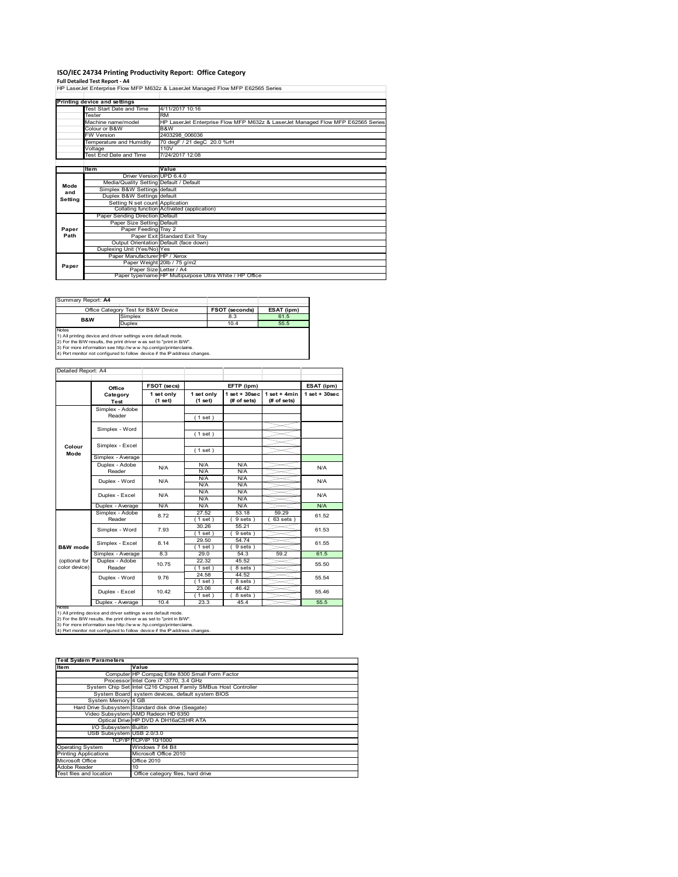# ISO/IEC 24734 Printing Productivity Report: Office Category

**Full Detailed Test Report - A4**

HP LaserJet Enterprise Flow MFP M632z & LaserJet Managed Flow MFP E62565 Series

| Printing device and settings | |
|---|---|
| Test Start Date and Time | 4/11/2017 10:16 |
| Tester | RM |
| Machine name/model | HP LaserJet Enterprise Flow MFP M632z & LaserJet Managed Flow MFP E62565 Series |
| Colour or B&W | B&W |
| FW Version | 2403298_006036 |
| Temperature and Humidity | 70 degF / 21 degC 20.0 %rH |
| Voltage | 110V |
| Test End Date and Time | 7/24/2017 12:08 |

| | Item | Value |
|---|---|---|
| Mode and Setting | Driver Version | UPD 6.4.0 |
| | Media/Quality Setting | Default / Default |
| | Simplex B&W Settings | default |
| | Duplex B&W Settings | default |
| | Setting N set count | Application |
| | Collating function | Activated (application) |
| Paper Path | Paper Sending Direction | Default |
| | Paper Size Setting | Default |
| | Paper Feeding | Tray 2 |
| | Paper Exit | Standard Exit Tray |
| | Output Orientation | Default (face down) |
| | Duplexing Unit (Yes/No) | Yes |
| Paper | Paper Manufacturer | HP / Xerox |
| | Paper Weight | 20lb / 75 g/m2 |
| | Paper Size | Letter / A4 |
| | Paper type/name | HP Multipurpose Ultra White / HP Office |

Summary Report: **A4**

| Office Category Test for B&W Device | | FSOT (seconds) | ESAT (ipm) |
|---|---|---|---|
| B&W | Simplex | 8.3 | 61.5 |
| | Duplex | 10.4 | 55.5 |

Notes
1) All printing device and driver settings were default mode.
2) For the B/W results, the print driver was set to "print in B/W".
3) For more information see http://www.hp.com/go/printerclaims.
4) Port monitor not configured to follow device if the IP address changes.

Detailed Report: A4

| | Office Category Test | FSOT (secs) 1 set only (1 set) | EFTP (ipm) 1 set only (1 set) | EFTP (ipm) 1 set + 30sec (# of sets) | EFTP (ipm) 1 set + 4min (# of sets) | ESAT (ipm) 1 set + 30sec |
|---|---|---|---|---|---|---|
| Colour Mode | Simplex - Adobe Reader | | ( 1 set ) | | | |
| | Simplex - Word | | ( 1 set ) | | | |
| | Simplex - Excel | | ( 1 set ) | | | |
| | Simplex - Average | | | | | |
| | Duplex - Adobe Reader | N/A | N/A N/A | N/A N/A | | N/A |
| | Duplex - Word | N/A | N/A N/A | N/A N/A | | N/A |
| | Duplex - Excel | N/A | N/A N/A | N/A N/A | | N/A |
| | Duplex - Average | N/A | N/A | N/A | | N/A |
| B&W mode (optional for color device) | Simplex - Adobe Reader | 8.72 | 27.52 ( 1 set ) | 53.18 ( 9 sets ) | 59.29 ( 63 sets ) | 61.52 |
| | Simplex - Word | 7.93 | 30.26 ( 1 set ) | 55.21 ( 9 sets ) | | 61.53 |
| | Simplex - Excel | 8.14 | 29.50 ( 1 set ) | 54.74 ( 9 sets ) | | 61.55 |
| | Simplex - Average | 8.3 | 29.0 | 54.3 | 59.2 | 61.5 |
| | Duplex - Adobe Reader | 10.75 | 22.32 ( 1 set ) | 45.52 ( 8 sets ) | | 55.50 |
| | Duplex - Word | 9.76 | 24.58 ( 1 set ) | 44.52 ( 8 sets ) | | 55.54 |
| | Duplex - Excel | 10.42 | 23.06 ( 1 set ) | 46.42 ( 8 sets ) | | 55.46 |
| | Duplex - Average | 10.4 | 23.3 | 45.4 | | 55.5 |

Notes
1) All printing device and driver settings were default mode.
2) For the B/W results, the print driver was set to "print in B/W".
3) For more information see http://www.hp.com/go/printerclaims.
4) Port monitor not configured to follow device if the IP address changes.

| Test System Parameters | |
|---|---|
| **Item** | **Value** |
| Computer | HP Compaq Elite 8300 Small Form Factor |
| Processor | Intel Core i7 -3770, 3.4 GHz |
| System Chip Set | Intel C216 Chipset Family SMBus Host Controller |
| System Board | system devices, default system BIOS |
| System Memory | 4 GB |
| Hard Drive Subsystem | Standard disk drive (Seagate) |
| Video Subsystem | AMD Radeon HD 6350 |
| Optical Drive | HP DVD A DH16aCSHR ATA |
| I/O Subsystem | Builtin |
| USB Subsystem | USB 2.0/3.0 |
| TCP/IP | TCP/IP 10/1000 |
| Operating System | Windows 7 64 Bit |
| Printing Applications | Microsoft Office 2010 |
| Microsoft Office | Office 2010 |
| Adobe Reader | 10 |
| Test files and location | Office category files, hard drive |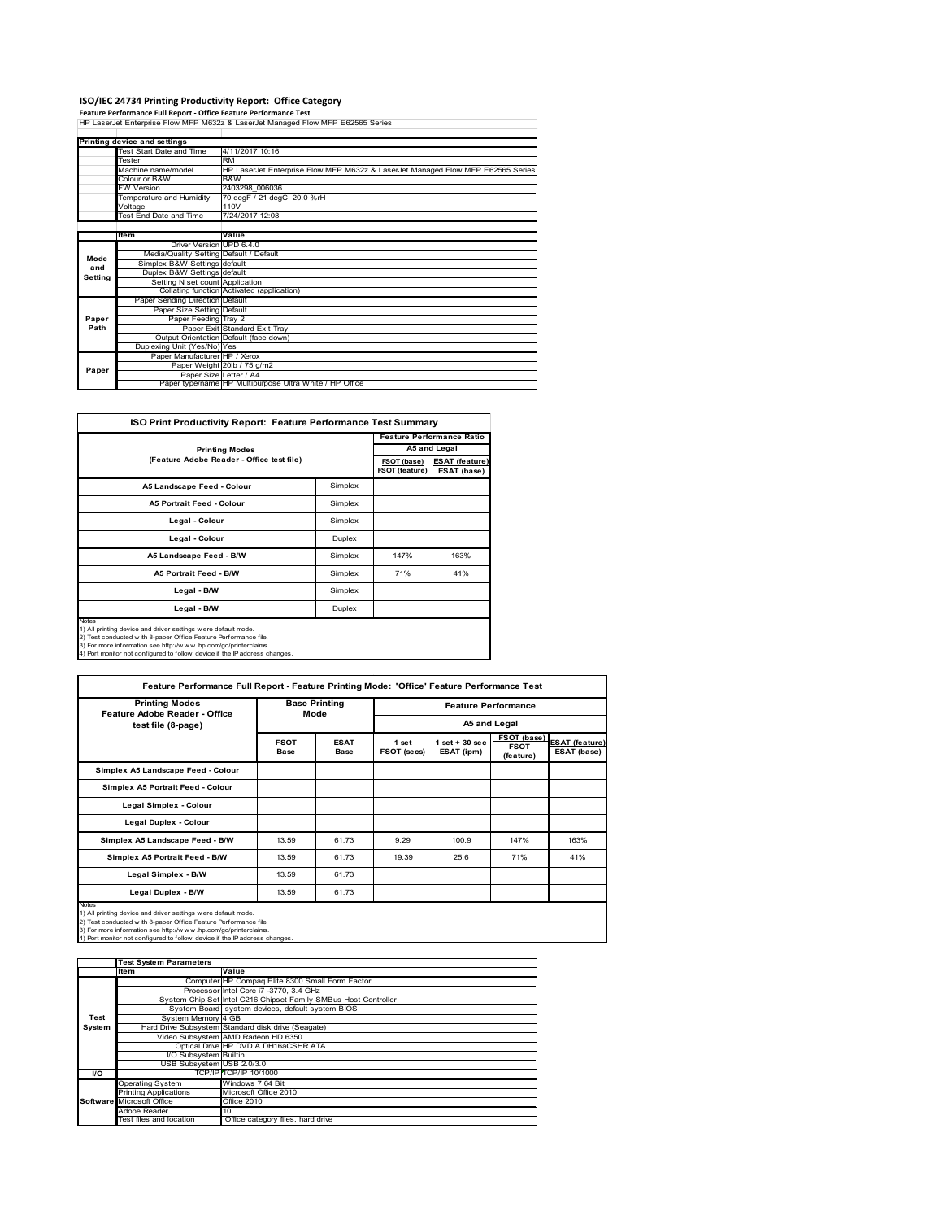# ISO/IEC 24734 Printing Productivity Report: Office Category

**Feature Performance Full Report - Office Feature Performance Test**

HP LaserJet Enterprise Flow MFP M632z & LaserJet Managed Flow MFP E62565 Series

| Printing device and settings | |
|---|---|
| Test Start Date and Time | 4/11/2017 10:16 |
| Tester | RM |
| Machine name/model | HP LaserJet Enterprise Flow MFP M632z & LaserJet Managed Flow MFP E62565 Series |
| Colour or B&W | B&W |
| FW Version | 2403298_006036 |
| Temperature and Humidity | 70 degF / 21 degC 20.0 %rH |
| Voltage | 110V |
| Test End Date and Time | 7/24/2017 12:08 |

| | Item | Value |
|---|---|---|
| Mode and Setting | Driver Version | UPD 6.4.0 |
| | Media/Quality Setting | Default / Default |
| | Simplex B&W Settings | default |
| | Duplex B&W Settings | default |
| | Setting N set count | Application |
| | Collating function | Activated (application) |
| Paper Path | Paper Sending Direction | Default |
| | Paper Size Setting | Default |
| | Paper Feeding | Tray 2 |
| | Paper Exit | Standard Exit Tray |
| | Output Orientation | Default (face down) |
| | Duplexing Unit (Yes/No) | Yes |
| Paper | Paper Manufacturer | HP / Xerox |
| | Paper Weight | 20lb / 75 g/m2 |
| | Paper Size | Letter / A4 |
| | Paper type/name | HP Multipurpose Ultra White / HP Office |

## ISO Print Productivity Report: Feature Performance Test Summary

| Printing Modes (Feature Adobe Reader - Office test file) | | Feature Performance Ratio A5 and Legal | |
|---|---|---|---|
| | | FSOT (base) / FSOT (feature) | ESAT (feature) / ESAT (base) |
| A5 Landscape Feed - Colour | Simplex | | |
| A5 Portrait Feed - Colour | Simplex | | |
| Legal - Colour | Simplex | | |
| Legal - Colour | Duplex | | |
| A5 Landscape Feed - B/W | Simplex | 147% | 163% |
| A5 Portrait Feed - B/W | Simplex | 71% | 41% |
| Legal - B/W | Simplex | | |
| Legal - B/W | Duplex | | |

Notes
1) All printing device and driver settings were default mode.
2) Test conducted with 8-paper Office Feature Performance file.
3) For more information see http://www.hp.com/go/printerclaims.
4) Port monitor not configured to follow device if the IP address changes.

## Feature Performance Full Report - Feature Printing Mode: 'Office' Feature Performance Test

| Printing Modes Feature Adobe Reader - Office test file (8-page) | Base Printing Mode | | Feature Performance A5 and Legal | | | |
|---|---|---|---|---|---|---|
| | FSOT Base | ESAT Base | 1 set FSOT (secs) | 1 set + 30 sec ESAT (ipm) | FSOT (base) / FSOT (feature) | ESAT (feature) / ESAT (base) |
| Simplex A5 Landscape Feed - Colour | | | | | | |
| Simplex A5 Portrait Feed - Colour | | | | | | |
| Legal Simplex - Colour | | | | | | |
| Legal Duplex - Colour | | | | | | |
| Simplex A5 Landscape Feed - B/W | 13.59 | 61.73 | 9.29 | 100.9 | 147% | 163% |
| Simplex A5 Portrait Feed - B/W | 13.59 | 61.73 | 19.39 | 25.6 | 71% | 41% |
| Legal Simplex - B/W | 13.59 | 61.73 | | | | |
| Legal Duplex - B/W | 13.59 | 61.73 | | | | |

Notes
1) All printing device and driver settings were default mode.
2) Test conducted with 8-paper Office Feature Performance file
3) For more information see http://www.hp.com/go/printerclaims.
4) Port monitor not configured to follow device if the IP address changes.

| | Test System Parameters | |
|---|---|---|
| | Item | Value |
| Test System | Computer | HP Compaq Elite 8300 Small Form Factor |
| | Processor | Intel Core i7 -3770, 3.4 GHz |
| | System Chip Set | Intel C216 Chipset Family SMBus Host Controller |
| | System Board | system devices, default system BIOS |
| | System Memory | 4 GB |
| | Hard Drive Subsystem | Standard disk drive (Seagate) |
| | Video Subsystem | AMD Radeon HD 6350 |
| | Optical Drive | HP DVD A DH16aCSHR ATA |
| | I/O Subsystem | Builtin |
| | USB Subsystem | USB 2.0/3.0 |
| I/O | TCP/IP | TCP/IP 10/1000 |
| Software | Operating System | Windows 7 64 Bit |
| | Printing Applications | Microsoft Office 2010 |
| | Microsoft Office | Office 2010 |
| | Adobe Reader | 10 |
| | Test files and location | Office category files, hard drive |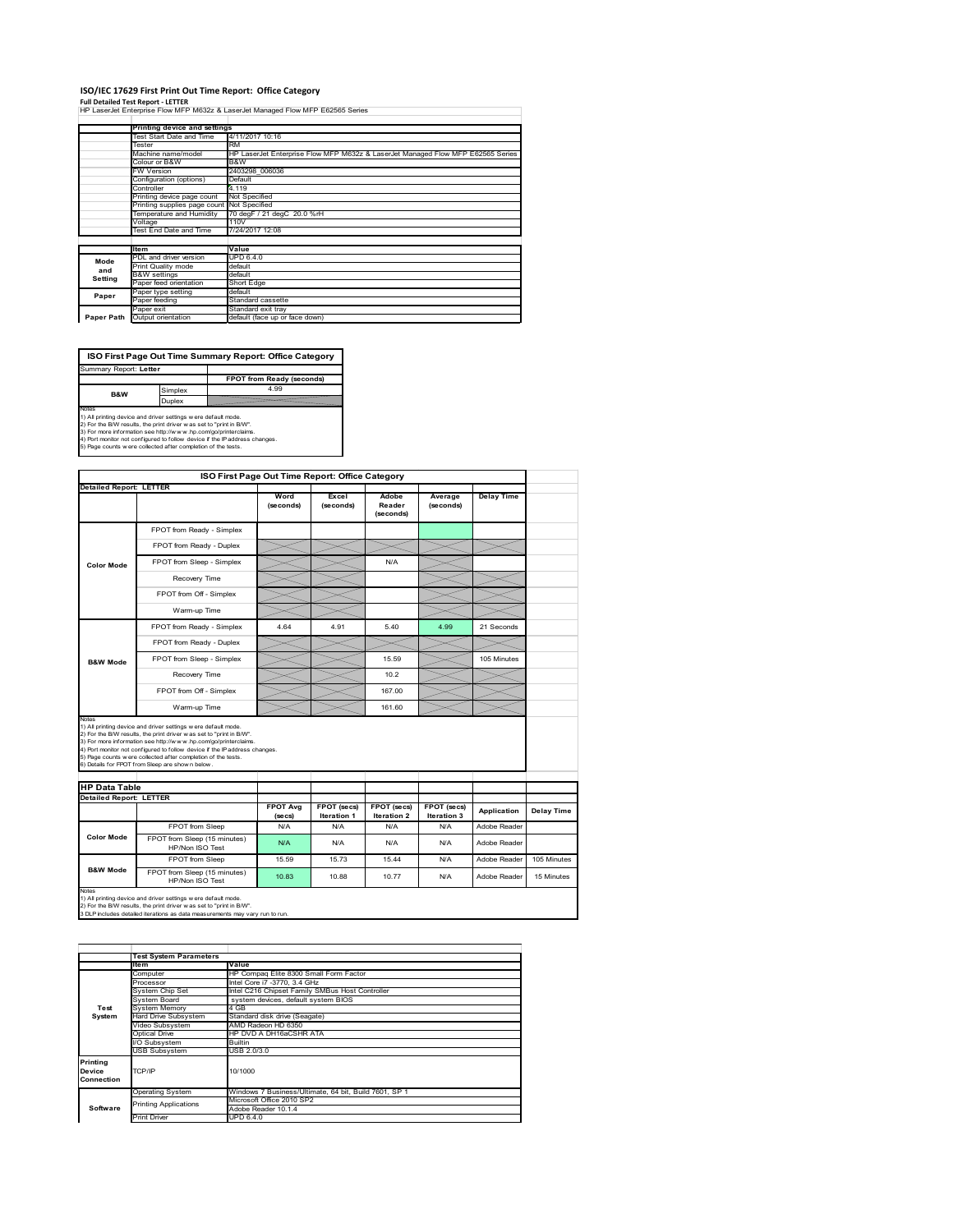# ISO/IEC 17629 First Print Out Time Report: Office Category

**Full Detailed Test Report - LETTER**

HP LaserJet Enterprise Flow MFP M632z & LaserJet Managed Flow MFP E62565 Series

| | Printing device and settings | |
|---|---|---|
| | Test Start Date and Time | 4/11/2017 10:16 |
| | Tester | RM |
| | Machine name/model | HP LaserJet Enterprise Flow MFP M632z & LaserJet Managed Flow MFP E62565 Series |
| | Colour or B&W | B&W |
| | FW Version | 2403298_006036 |
| | Configuration (options) | Default |
| | Controller | 4.119 |
| | Printing device page count | Not Specified |
| | Printing supplies page count | Not Specified |
| | Temperature and Humidity | 70 degF / 21 degC 20.0 %rH |
| | Voltage | 110V |
| | Test End Date and Time | 7/24/2017 12:08 |

| | Item | Value |
|---|---|---|
| Mode and Setting | PDL and driver version | UPD 6.4.0 |
| | Print Quality mode | default |
| | B&W settings | default |
| | Paper feed orientation | Short Edge |
| Paper | Paper type setting | default |
| | Paper feeding | Standard cassette |
| | Paper exit | Standard exit tray |
| Paper Path | Output orientation | default (face up or face down) |

**ISO First Page Out Time Summary Report: Office Category**

Summary Report: **Letter**

| | | FPOT from Ready (seconds) |
|---|---|---|
| B&W | Simplex | 4.99 |
| | Duplex | |

Notes
1) All printing device and driver settings were default mode.
2) For the B/W results, the print driver was set to "print in B/W".
3) For more information see http://www.hp.com/go/printerclaims.
4) Port monitor not configured to follow device if the IP address changes.
5) Page counts were collected after completion of the tests.

**ISO First Page Out Time Report: Office Category**

Detailed Report: **LETTER**

| | | Word (seconds) | Excel (seconds) | Adobe Reader (seconds) | Average (seconds) | Delay Time |
|---|---|---|---|---|---|---|
| Color Mode | FPOT from Ready - Simplex | | | | | |
| | FPOT from Ready - Duplex | | | | | |
| | FPOT from Sleep - Simplex | | | N/A | | |
| | Recovery Time | | | | | |
| | FPOT from Off - Simplex | | | | | |
| | Warm-up Time | | | | | |
| B&W Mode | FPOT from Ready - Simplex | 4.64 | 4.91 | 5.40 | 4.99 | 21 Seconds |
| | FPOT from Ready - Duplex | | | | | |
| | FPOT from Sleep - Simplex | | | 15.59 | | 105 Minutes |
| | Recovery Time | | | 10.2 | | |
| | FPOT from Off - Simplex | | | 167.00 | | |
| | Warm-up Time | | | 161.60 | | |

Notes
1) All printing device and driver settings were default mode.
2) For the B/W results, the print driver was set to "print in B/W".
3) For more information see http://www.hp.com/go/printerclaims.
4) Port monitor not configured to follow device if the IP address changes.
5) Page counts were collected after completion of the tests.
6) Details for FPOT from Sleep are shown below.

**HP Data Table**

Detailed Report: **LETTER**

| | | FPOT Avg (secs) | FPOT (secs) Iteration 1 | FPOT (secs) Iteration 2 | FPOT (secs) Iteration 3 | Application | Delay Time |
|---|---|---|---|---|---|---|---|
| Color Mode | FPOT from Sleep | N/A | N/A | N/A | N/A | Adobe Reader | |
| | FPOT from Sleep (15 minutes) HP/Non ISO Test | N/A | N/A | N/A | N/A | Adobe Reader | |
| B&W Mode | FPOT from Sleep | 15.59 | 15.73 | 15.44 | N/A | Adobe Reader | 105 Minutes |
| | FPOT from Sleep (15 minutes) HP/Non ISO Test | 10.83 | 10.88 | 10.77 | N/A | Adobe Reader | 15 Minutes |

Notes
1) All printing device and driver settings were default mode.
2) For the B/W results, the print driver was set to "print in B/W".
3 DLP includes detailed iterations as data measurements may vary run to run.

| | Test System Parameters | |
|---|---|---|
| | Item | Value |
| Test System | Computer | HP Compaq Elite 8300 Small Form Factor |
| | Processor | Intel Core i7 -3770, 3.4 GHz |
| | System Chip Set | Intel C216 Chipset Family SMBus Host Controller |
| | System Board | system devices, default system BIOS |
| | System Memory | 4 GB |
| | Hard Drive Subsystem | Standard disk drive (Seagate) |
| | Video Subsystem | AMD Radeon HD 6350 |
| | Optical Drive | HP DVD A DH16aCSHR ATA |
| | I/O Subsystem | Builtin |
| | USB Subsystem | USB 2.0/3.0 |
| Printing Device Connection | TCP/IP | 10/1000 |
| Software | Operating System | Windows 7 Business/Ultimate, 64 bit, Build 7601, SP 1 |
| | Printing Applications | Microsoft Office 2010 SP2 |
| | | Adobe Reader 10.1.4 |
| | Print Driver | UPD 6.4.0 |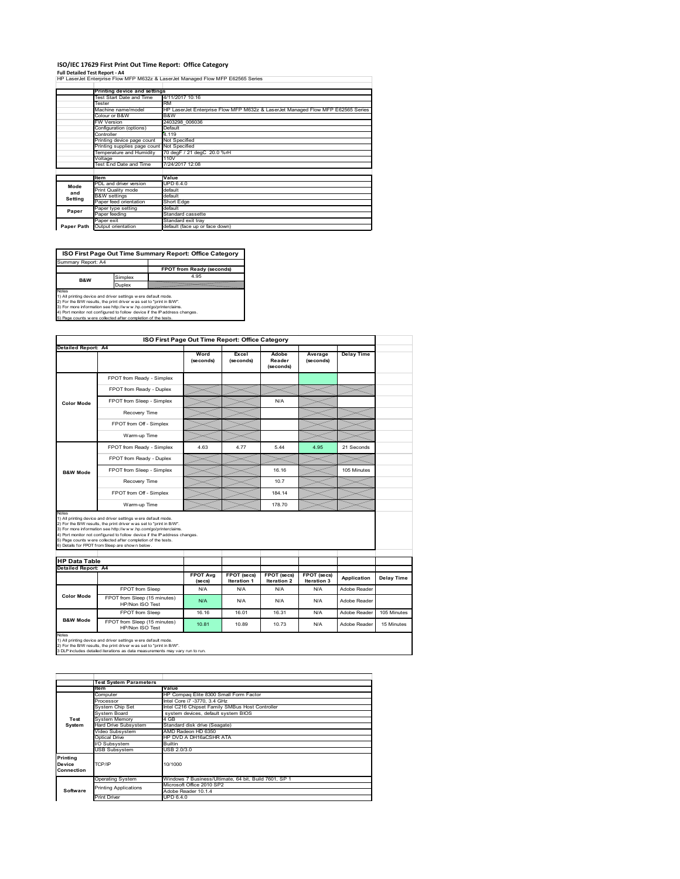# ISO/IEC 17629 First Print Out Time Report: Office Category

**Full Detailed Test Report - A4**

HP LaserJet Enterprise Flow MFP M632z & LaserJet Managed Flow MFP E62565 Series

| | Printing device and settings | |
|---|---|---|
| | Test Start Date and Time | 4/11/2017 10:16 |
| | Tester | RM |
| | Machine name/model | HP LaserJet Enterprise Flow MFP M632z & LaserJet Managed Flow MFP E62565 Series |
| | Colour or B&W | B&W |
| | FW Version | 2403298_006036 |
| | Configuration (options) | Default |
| | Controller | 4.119 |
| | Printing device page count | Not Specified |
| | Printing supplies page count | Not Specified |
| | Temperature and Humidity | 70 degF / 21 degC 20.0 %rH |
| | Voltage | 110V |
| | Test End Date and Time | 7/24/2017 12:08 |

| | Item | Value |
|---|---|---|
| Mode and Setting | PDL and driver version | UPD 6.4.0 |
| | Print Quality mode | default |
| | B&W settings | default |
| | Paper feed orientation | Short Edge |
| Paper | Paper type setting | default |
| | Paper feeding | Standard cassette |
| | Paper exit | Standard exit tray |
| Paper Path | Output orientation | default (face up or face down) |

**ISO First Page Out Time Summary Report: Office Category**

| Summary Report: A4 | | |
|---|---|---|
| | | FPOT from Ready (seconds) |
| B&W | Simplex | 4.95 |
| | Duplex | |

Notes
1) All printing device and driver settings were default mode.
2) For the B/W results, the print driver was set to "print in B/W".
3) For more information see http://www.hp.com/go/printerclaims.
4) Port monitor not configured to follow device if the IP address changes.
5) Page counts were collected after completion of the tests.

**ISO First Page Out Time Report: Office Category**

| Detailed Report: A4 | | Word (seconds) | Excel (seconds) | Adobe Reader (seconds) | Average (seconds) | Delay Time |
|---|---|---|---|---|---|---|
| Color Mode | FPOT from Ready - Simplex | | | | | |
| | FPOT from Ready - Duplex | | | | | |
| | FPOT from Sleep - Simplex | | | N/A | | |
| | Recovery Time | | | | | |
| | FPOT from Off - Simplex | | | | | |
| | Warm-up Time | | | | | |
| B&W Mode | FPOT from Ready - Simplex | 4.63 | 4.77 | 5.44 | 4.95 | 21 Seconds |
| | FPOT from Ready - Duplex | | | | | |
| | FPOT from Sleep - Simplex | | | 16.16 | | 105 Minutes |
| | Recovery Time | | | 10.7 | | |
| | FPOT from Off - Simplex | | | 184.14 | | |
| | Warm-up Time | | | 178.70 | | |

Notes
1) All printing device and driver settings were default mode.
2) For the B/W results, the print driver was set to "print in B/W".
3) For more information see http://www.hp.com/go/printerclaims.
4) Port monitor not configured to follow device if the IP address changes.
5) Page counts were collected after completion of the tests.
6) Details for FPOT from Sleep are shown below.

**HP Data Table**

| Detailed Report: A4 | | FPOT Avg (secs) | FPOT (secs) Iteration 1 | FPOT (secs) Iteration 2 | FPOT (secs) Iteration 3 | Application | Delay Time |
|---|---|---|---|---|---|---|---|
| Color Mode | FPOT from Sleep | N/A | N/A | N/A | N/A | Adobe Reader | |
| | FPOT from Sleep (15 minutes) HP/Non ISO Test | N/A | N/A | N/A | N/A | Adobe Reader | |
| B&W Mode | FPOT from Sleep | 16.16 | 16.01 | 16.31 | N/A | Adobe Reader | 105 Minutes |
| | FPOT from Sleep (15 minutes) HP/Non ISO Test | 10.81 | 10.89 | 10.73 | N/A | Adobe Reader | 15 Minutes |

Notes
1) All printing device and driver settings were default mode.
2) For the B/W results, the print driver was set to "print in B/W".
3 DLP includes detailed iterations as data measurements may vary run to run.

| | Test System Parameters | |
|---|---|---|
| | Item | Value |
| Test System | Computer | HP Compaq Elite 8300 Small Form Factor |
| | Processor | Intel Core i7 -3770, 3.4 GHz |
| | System Chip Set | Intel C216 Chipset Family SMBus Host Controller |
| | System Board | system devices, default system BIOS |
| | System Memory | 4 GB |
| | Hard Drive Subsystem | Standard disk drive (Seagate) |
| | Video Subsystem | AMD Radeon HD 6350 |
| | Optical Drive | HP DVD A DH16aCSHR ATA |
| | I/O Subsystem | Builtin |
| | USB Subsystem | USB 2.0/3.0 |
| Printing Device Connection | TCP/IP | 10/1000 |
| Software | Operating System | Windows 7 Business/Ultimate, 64 bit, Build 7601, SP 1 |
| | Printing Applications | Microsoft Office 2010 SP2 |
| | | Adobe Reader 10.1.4 |
| | Print Driver | UPD 6.4.0 |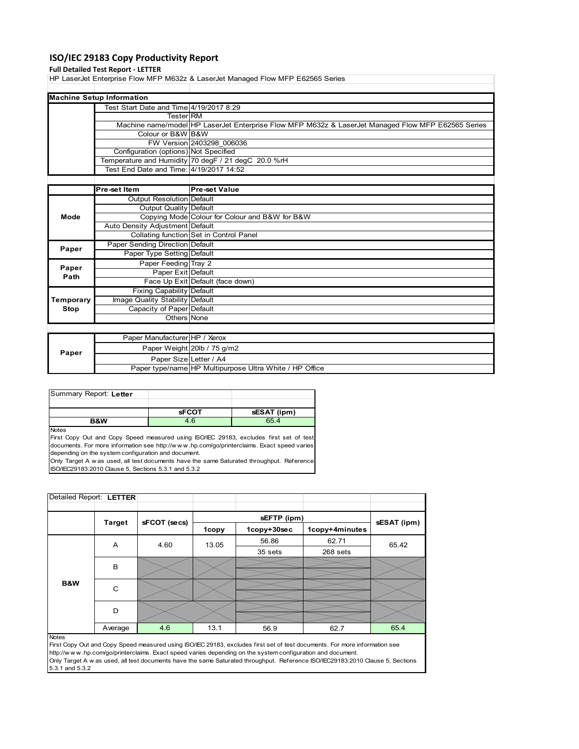# ISO/IEC 29183 Copy Productivity Report

**Full Detailed Test Report - LETTER**

HP LaserJet Enterprise Flow MFP M632z & LaserJet Managed Flow MFP E62565 Series

| Machine Setup Information | | |
|---|---|---|
| | Test Start Date and Time | 4/19/2017 8:29 |
| | Tester | RM |
| | Machine name/model | HP LaserJet Enterprise Flow MFP M632z & LaserJet Managed Flow MFP E62565 Series |
| | Colour or B&W | B&W |
| | FW Version | 2403298_006036 |
| | Configuration (options) | Not Specified |
| | Temperature and Humidity | 70 degF / 21 degC 20.0 %rH |
| | Test End Date and Time: | 4/19/2017 14:52 |

| | Pre-set Item | Pre-set Value |
|---|---|---|
| Mode | Output Resolution | Default |
| | Output Quality | Default |
| | Copying Mode | Colour for Colour and B&W for B&W |
| | Auto Density Adjustment | Default |
| | Collating function | Set in Control Panel |
| Paper | Paper Sending Direction | Default |
| | Paper Type Setting | Default |
| Paper Path | Paper Feeding | Tray 2 |
| | Paper Exit | Default |
| | Face Up Exit | Default (face down) |
| Temporary Stop | Fixing Capability | Default |
| | Image Quality Stability | Default |
| | Capacity of Paper | Default |
| | Others | None |

| | | |
|---|---|---|
| Paper | Paper Manufacturer | HP / Xerox |
| | Paper Weight | 20lb / 75 g/m2 |
| | Paper Size | Letter / A4 |
| | Paper type/name | HP Multipurpose Ultra White / HP Office |

Summary Report: **Letter**

| | sFCOT | sESAT (ipm) |
|---|---|---|
| B&W | 4.6 | 65.4 |

Notes

First Copy Out and Copy Speed measured using ISO/IEC 29183, excludes first set of test documents. For more information see http://www.hp.com/go/printerclaims. Exact speed varies depending on the system configuration and document.

Only Target A was used, all test documents have the same Saturated throughput. Reference ISO/IEC29183:2010 Clause 5, Sections 5.3.1 and 5.3.2

Detailed Report: **LETTER**

| | Target | sFCOT (secs) | sEFTP (ipm) | | | sESAT (ipm) |
|---|---|---|---|---|---|---|
| | | | 1copy | 1copy+30sec | 1copy+4minutes | |
| B&W | A | 4.60 | 13.05 | 56.86 | 62.71 | 65.42 |
| | | | | 35 sets | 268 sets | |
| | B | | | | | |
| | C | | | | | |
| | D | | | | | |
| | Average | 4.6 | 13.1 | 56.9 | 62.7 | 65.4 |

Notes

First Copy Out and Copy Speed measured using ISO/IEC 29183, excludes first set of test documents. For more information see http://www.hp.com/go/printerclaims. Exact speed varies depending on the system configuration and document.

Only Target A was used, all test documents have the same Saturated throughput. Reference ISO/IEC29183:2010 Clause 5, Sections 5.3.1 and 5.3.2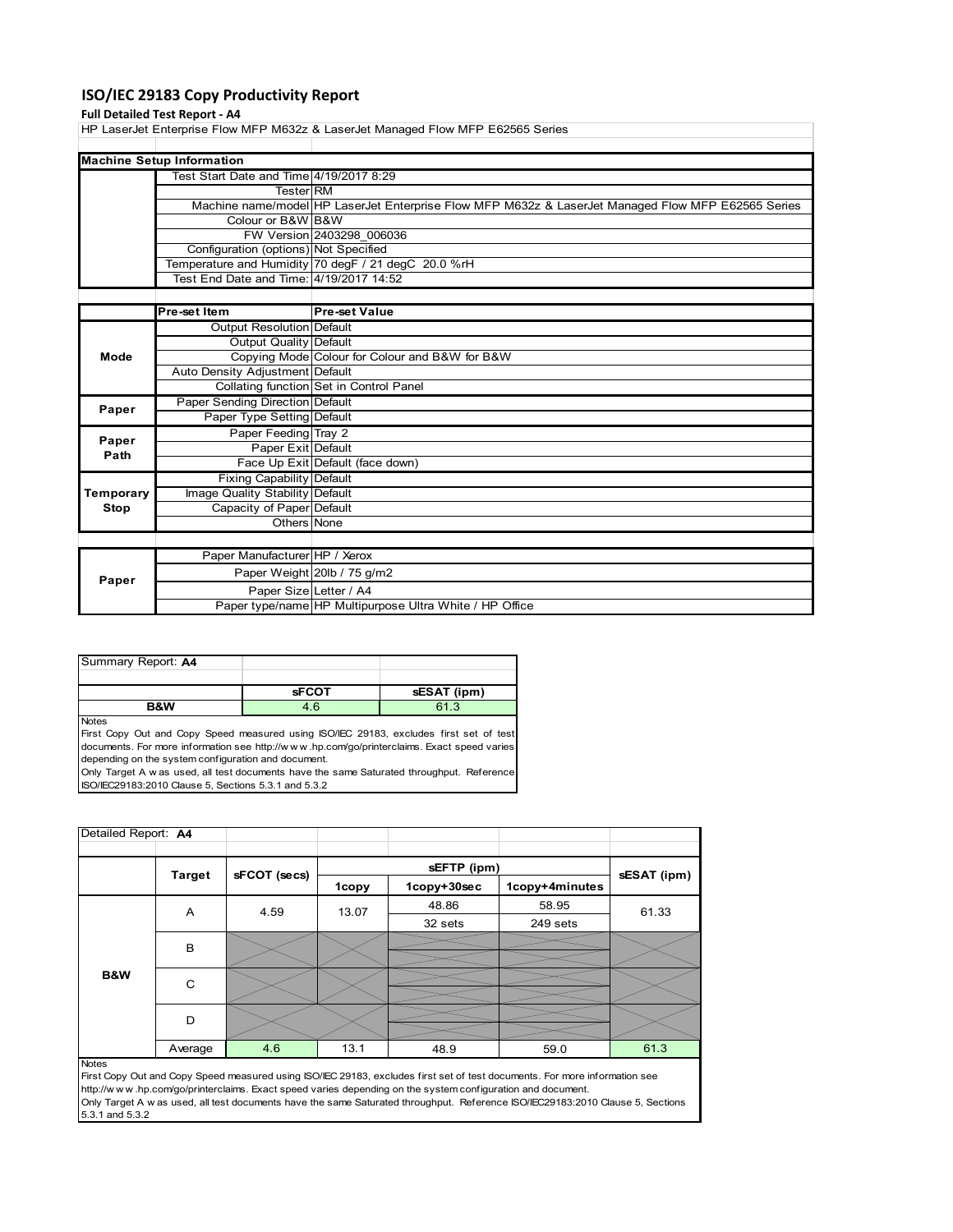# ISO/IEC 29183 Copy Productivity Report

**Full Detailed Test Report - A4**

HP LaserJet Enterprise Flow MFP M632z & LaserJet Managed Flow MFP E62565 Series

| Machine Setup Information | | |
|---|---|---|
| | Test Start Date and Time | 4/19/2017 8:29 |
| | Tester | RM |
| | Machine name/model | HP LaserJet Enterprise Flow MFP M632z & LaserJet Managed Flow MFP E62565 Series |
| | Colour or B&W | B&W |
| | FW Version | 2403298_006036 |
| | Configuration (options) | Not Specified |
| | Temperature and Humidity | 70 degF / 21 degC 20.0 %rH |
| | Test End Date and Time: | 4/19/2017 14:52 |

| | Pre-set Item | Pre-set Value |
|---|---|---|
| Mode | Output Resolution | Default |
| | Output Quality | Default |
| | Copying Mode | Colour for Colour and B&W for B&W |
| | Auto Density Adjustment | Default |
| | Collating function | Set in Control Panel |
| Paper | Paper Sending Direction | Default |
| | Paper Type Setting | Default |
| Paper Path | Paper Feeding | Tray 2 |
| | Paper Exit | Default |
| | Face Up Exit | Default (face down) |
| Temporary Stop | Fixing Capability | Default |
| | Image Quality Stability | Default |
| | Capacity of Paper | Default |
| | Others | None |

| | | |
|---|---|---|
| Paper | Paper Manufacturer | HP / Xerox |
| | Paper Weight | 20lb / 75 g/m2 |
| | Paper Size | Letter / A4 |
| | Paper type/name | HP Multipurpose Ultra White / HP Office |

Summary Report: **A4**

| | sFCOT | sESAT (ipm) |
|---|---|---|
| B&W | 4.6 | 61.3 |

Notes
First Copy Out and Copy Speed measured using ISO/IEC 29183, excludes first set of test documents. For more information see http://www.hp.com/go/printerclaims. Exact speed varies depending on the system configuration and document.
Only Target A was used, all test documents have the same Saturated throughput. Reference ISO/IEC29183:2010 Clause 5, Sections 5.3.1 and 5.3.2

Detailed Report: **A4**

| | Target | sFCOT (secs) | sEFTP (ipm) | | | sESAT (ipm) |
|---|---|---|---|---|---|---|
| | | | 1copy | 1copy+30sec | 1copy+4minutes | |
| B&W | A | 4.59 | 13.07 | 48.86 | 58.95 | 61.33 |
| | | | | 32 sets | 249 sets | |
| | B | | | | | |
| | C | | | | | |
| | D | | | | | |
| | Average | 4.6 | 13.1 | 48.9 | 59.0 | 61.3 |

Notes
First Copy Out and Copy Speed measured using ISO/IEC 29183, excludes first set of test documents. For more information see http://www.hp.com/go/printerclaims. Exact speed varies depending on the system configuration and document.
Only Target A was used, all test documents have the same Saturated throughput. Reference ISO/IEC29183:2010 Clause 5, Sections 5.3.1 and 5.3.2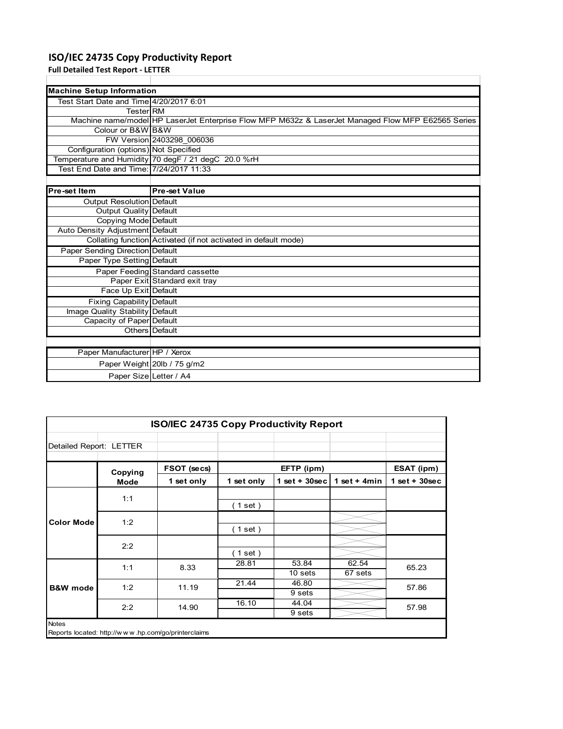# ISO/IEC 24735 Copy Productivity Report

**Full Detailed Test Report - LETTER**

| Machine Setup Information | |
|---|---|
| Test Start Date and Time | 4/20/2017 6:01 |
| Tester | RM |
| Machine name/model | HP LaserJet Enterprise Flow MFP M632z & LaserJet Managed Flow MFP E62565 Series |
| Colour or B&W | B&W |
| FW Version | 2403298_006036 |
| Configuration (options) | Not Specified |
| Temperature and Humidity | 70 degF / 21 degC 20.0 %rH |
| Test End Date and Time: | 7/24/2017 11:33 |

| Pre-set Item | Pre-set Value |
|---|---|
| Output Resolution | Default |
| Output Quality | Default |
| Copying Mode | Default |
| Auto Density Adjustment | Default |
| Collating function | Activated (if not activated in default mode) |
| Paper Sending Direction | Default |
| Paper Type Setting | Default |
| Paper Feeding | Standard cassette |
| Paper Exit | Standard exit tray |
| Face Up Exit | Default |
| Fixing Capability | Default |
| Image Quality Stability | Default |
| Capacity of Paper | Default |
| Others | Default |

| | |
|---|---|
| Paper Manufacturer | HP / Xerox |
| Paper Weight | 20lb / 75 g/m2 |
| Paper Size | Letter / A4 |

**ISO/IEC 24735 Copy Productivity Report**

Detailed Report: LETTER

| | Copying Mode | FSOT (secs) | EFTP (ipm) | | | ESAT (ipm) |
|---|---|---|---|---|---|---|
| | | 1 set only | 1 set only | 1 set + 30sec | 1 set + 4min | 1 set + 30sec |
| Color Mode | 1:1 | | ( 1 set ) | | | |
| | 1:2 | | ( 1 set ) | | | |
| | 2:2 | | ( 1 set ) | | | |
| B&W mode | 1:1 | 8.33 | 28.81 | 53.84<br>10 sets | 62.54<br>67 sets | 65.23 |
| | 1:2 | 11.19 | 21.44 | 46.80<br>9 sets | | 57.86 |
| | 2:2 | 14.90 | 16.10 | 44.04<br>9 sets | | 57.98 |

Notes

Reports located: http://www.hp.com/go/printerclaims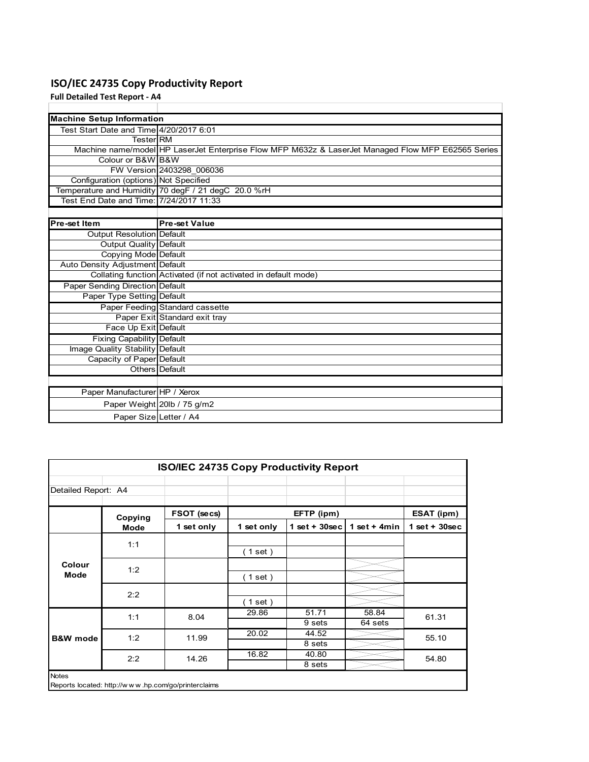# ISO/IEC 24735 Copy Productivity Report

**Full Detailed Test Report - A4**

| Machine Setup Information | |
|---|---|
| Test Start Date and Time | 4/20/2017 6:01 |
| Tester | RM |
| Machine name/model | HP LaserJet Enterprise Flow MFP M632z & LaserJet Managed Flow MFP E62565 Series |
| Colour or B&W | B&W |
| FW Version | 2403298_006036 |
| Configuration (options) | Not Specified |
| Temperature and Humidity | 70 degF / 21 degC 20.0 %rH |
| Test End Date and Time: | 7/24/2017 11:33 |

| Pre-set Item | Pre-set Value |
|---|---|
| Output Resolution | Default |
| Output Quality | Default |
| Copying Mode | Default |
| Auto Density Adjustment | Default |
| Collating function | Activated (if not activated in default mode) |
| Paper Sending Direction | Default |
| Paper Type Setting | Default |
| Paper Feeding | Standard cassette |
| Paper Exit | Standard exit tray |
| Face Up Exit | Default |
| Fixing Capability | Default |
| Image Quality Stability | Default |
| Capacity of Paper | Default |
| Others | Default |

| | |
|---|---|
| Paper Manufacturer | HP / Xerox |
| Paper Weight | 20lb / 75 g/m2 |
| Paper Size | Letter / A4 |

**ISO/IEC 24735 Copy Productivity Report**

Detailed Report: A4

| | Copying Mode | FSOT (secs) | EFTP (ipm) | | | ESAT (ipm) |
|---|---|---|---|---|---|---|
| | | 1 set only | 1 set only | 1 set + 30sec | 1 set + 4min | 1 set + 30sec |
| Colour Mode | 1:1 | | ( 1 set ) | | | |
| | 1:2 | | ( 1 set ) | | | |
| | 2:2 | | ( 1 set ) | | | |
| B&W mode | 1:1 | 8.04 | 29.86 | 51.71<br>9 sets | 58.84<br>64 sets | 61.31 |
| | 1:2 | 11.99 | 20.02 | 44.52<br>8 sets | | 55.10 |
| | 2:2 | 14.26 | 16.82 | 40.80<br>8 sets | | 54.80 |

Notes

Reports located: http://w w w .hp.com/go/printerclaims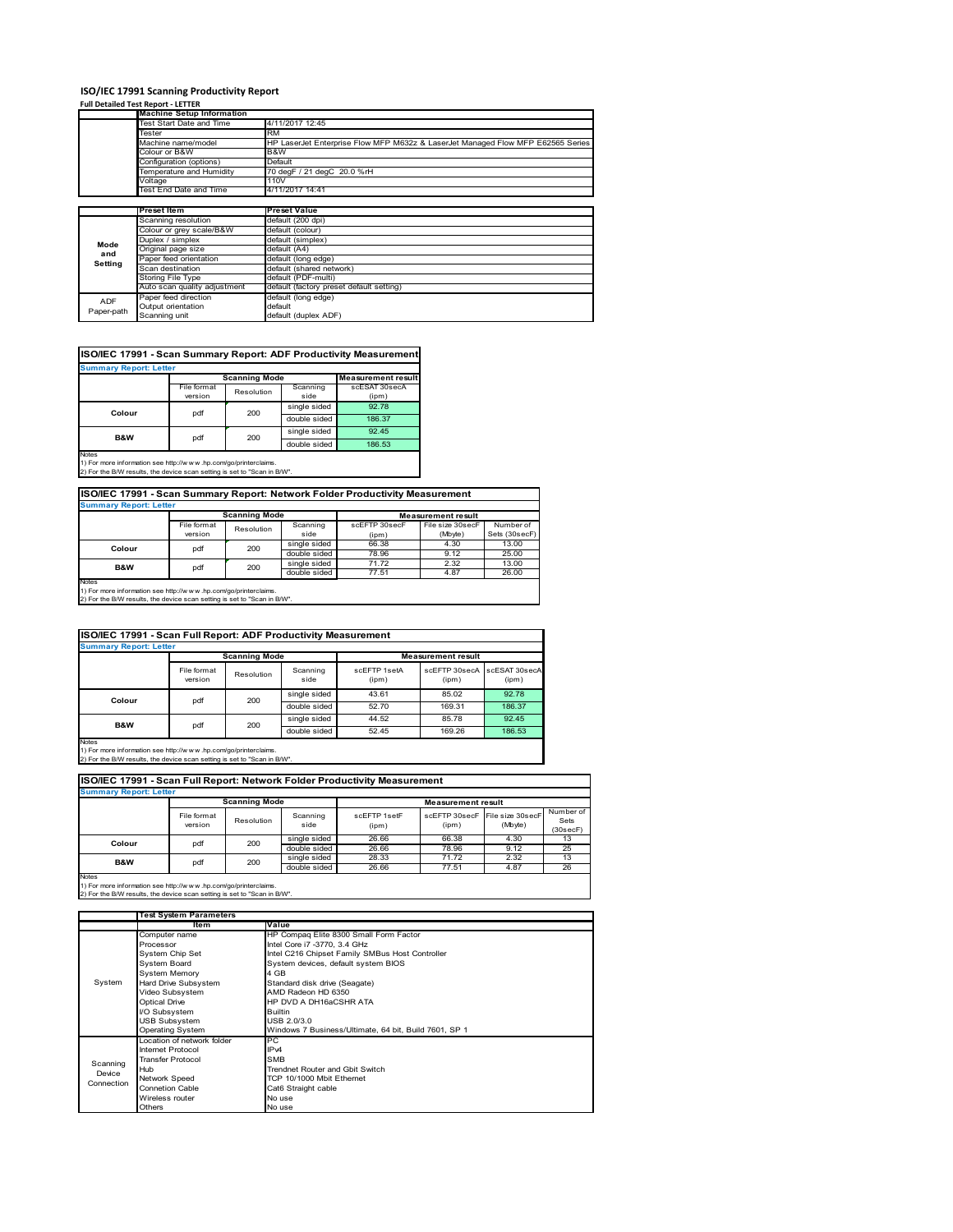# ISO/IEC 17991 Scanning Productivity Report

**Full Detailed Test Report - LETTER**

| | Machine Setup Information | |
|---|---|---|
| | Test Start Date and Time | 4/11/2017 12:45 |
| | Tester | RM |
| | Machine name/model | HP LaserJet Enterprise Flow MFP M632z & LaserJet Managed Flow MFP E62565 Series |
| | Colour or B&W | B&W |
| | Configuration (options) | Default |
| | Temperature and Humidity | 70 degF / 21 degC 20.0 %rH |
| | Voltage | 110V |
| | Test End Date and Time | 4/11/2017 14:41 |

| | Preset Item | Preset Value |
|---|---|---|
| Mode and Setting | Scanning resolution | default (200 dpi) |
| | Colour or grey scale/B&W | default (colour) |
| | Duplex / simplex | default (simplex) |
| | Original page size | default (A4) |
| | Paper feed orientation | default (long edge) |
| | Scan destination | default (shared network) |
| | Storing File Type | default (PDF-multi) |
| | Auto scan quality adjustment | default (factory preset default setting) |
| ADF Paper-path | Paper feed direction | default (long edge) |
| | Output orientation | default |
| | Scanning unit | default (duplex ADF) |

## ISO/IEC 17991 - Scan Summary Report: ADF Productivity Measurement

**Summary Report: Letter**

| | Scanning Mode | | | Measurement result |
|---|---|---|---|---|
| | File format version | Resolution | Scanning side | scESAT 30secA (ipm) |
| Colour | pdf | 200 | single sided | 92.78 |
| | | | double sided | 186.37 |
| B&W | pdf | 200 | single sided | 92.45 |
| | | | double sided | 186.53 |

Notes
1) For more information see http://www.hp.com/go/printerclaims.
2) For the B/W results, the device scan setting is set to "Scan in B/W".

## ISO/IEC 17991 - Scan Summary Report: Network Folder Productivity Measurement

**Summary Report: Letter**

| | Scanning Mode | | | Measurement result | | |
|---|---|---|---|---|---|---|
| | File format version | Resolution | Scanning side | scEFTP 30secF (ipm) | File size 30secF (Mbyte) | Number of Sets (30secF) |
| Colour | pdf | 200 | single sided | 66.38 | 4.30 | 13.00 |
| | | | double sided | 78.96 | 9.12 | 25.00 |
| B&W | pdf | 200 | single sided | 71.72 | 2.32 | 13.00 |
| | | | double sided | 77.51 | 4.87 | 26.00 |

Notes
1) For more information see http://www.hp.com/go/printerclaims.
2) For the B/W results, the device scan setting is set to "Scan in B/W".

## ISO/IEC 17991 - Scan Full Report: ADF Productivity Measurement

**Summary Report: Letter**

| | Scanning Mode | | | Measurement result | | |
|---|---|---|---|---|---|---|
| | File format version | Resolution | Scanning side | scEFTP 1setA (ipm) | scEFTP 30secA (ipm) | scESAT 30secA (ipm) |
| Colour | pdf | 200 | single sided | 43.61 | 85.02 | 92.78 |
| | | | double sided | 52.70 | 169.31 | 186.37 |
| B&W | pdf | 200 | single sided | 44.52 | 85.78 | 92.45 |
| | | | double sided | 52.45 | 169.26 | 186.53 |

Notes
1) For more information see http://www.hp.com/go/printerclaims.
2) For the B/W results, the device scan setting is set to "Scan in B/W".

## ISO/IEC 17991 - Scan Full Report: Network Folder Productivity Measurement

**Summary Report: Letter**

| | Scanning Mode | | | Measurement result | | | |
|---|---|---|---|---|---|---|---|
| | File format version | Resolution | Scanning side | scEFTP 1setF (ipm) | scEFTP 30secF (ipm) | File size 30secF (Mbyte) | Number of Sets (30secF) |
| Colour | pdf | 200 | single sided | 26.66 | 66.38 | 4.30 | 13 |
| | | | double sided | 26.66 | 78.96 | 9.12 | 25 |
| B&W | pdf | 200 | single sided | 28.33 | 71.72 | 2.32 | 13 |
| | | | double sided | 26.66 | 77.51 | 4.87 | 26 |

Notes
1) For more information see http://www.hp.com/go/printerclaims.
2) For the B/W results, the device scan setting is set to "Scan in B/W".

| | Test System Parameters | |
|---|---|---|
| | Item | Value |
| System | Computer name | HP Compaq Elite 8300 Small Form Factor |
| | Processor | Intel Core i7 -3770, 3.4 GHz |
| | System Chip Set | Intel C216 Chipset Family SMBus Host Controller |
| | System Board | System devices, default system BIOS |
| | System Memory | 4 GB |
| | Hard Drive Subsystem | Standard disk drive (Seagate) |
| | Video Subsystem | AMD Radeon HD 6350 |
| | Optical Drive | HP DVD A DH16aCSHR ATA |
| | I/O Subsystem | Builtin |
| | USB Subsystem | USB 2.0/3.0 |
| | Operating System | Windows 7 Business/Ultimate, 64 bit, Build 7601, SP 1 |
| Scanning Device Connection | Location of network folder | PC |
| | Internet Protocol | IPv4 |
| | Transfer Protocol | SMB |
| | Hub | Trendnet Router and Gbit Switch |
| | Network Speed | TCP 10/1000 Mbit Ethernet |
| | Connetion Cable | Cat6 Straight cable |
| | Wireless router | No use |
| | Others | No use |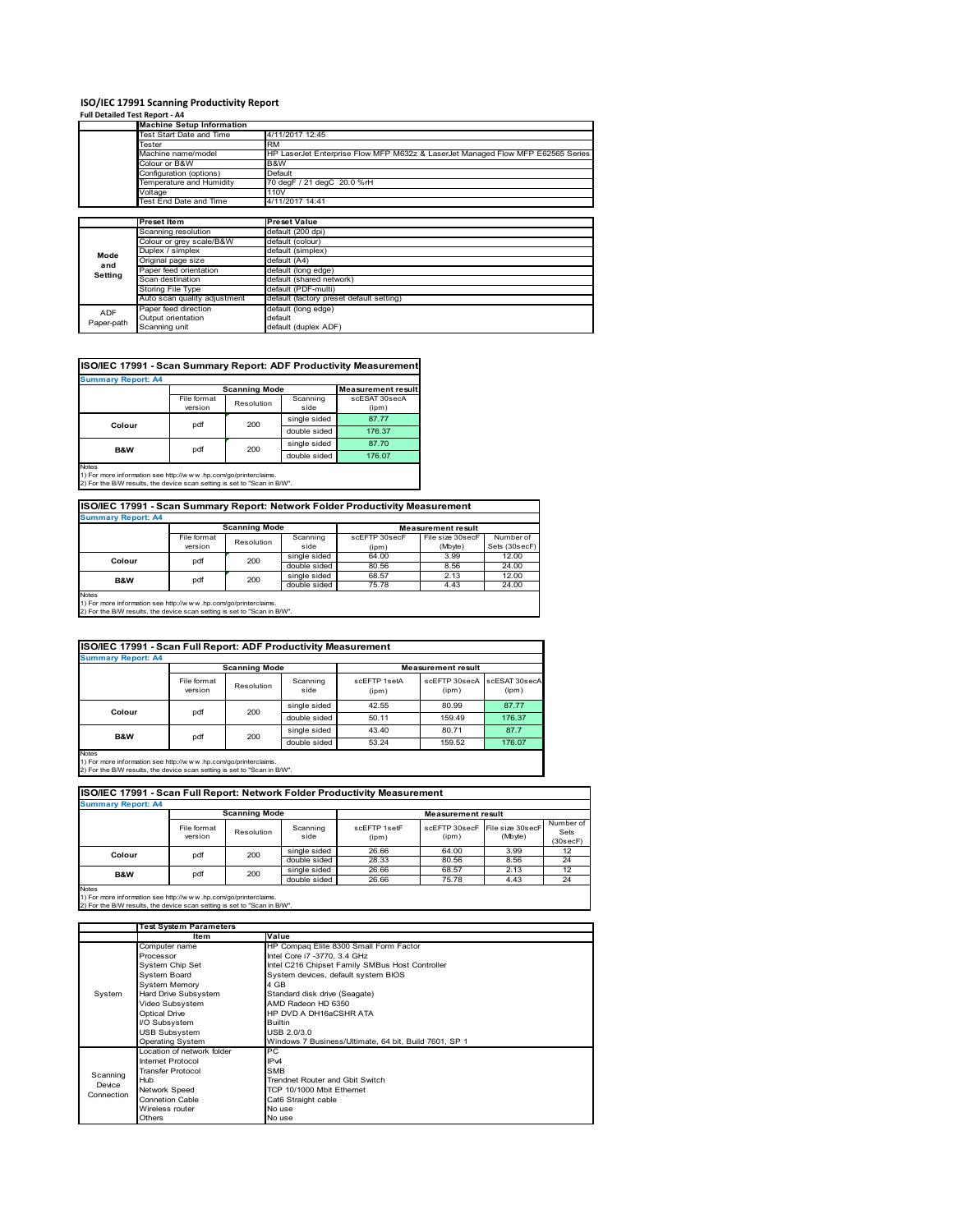# ISO/IEC 17991 Scanning Productivity Report

**Full Detailed Test Report - A4**

| | Machine Setup Information | |
|---|---|---|
| | Test Start Date and Time | 4/11/2017 12:45 |
| | Tester | RM |
| | Machine name/model | HP LaserJet Enterprise Flow MFP M632z & LaserJet Managed Flow MFP E62565 Series |
| | Colour or B&W | B&W |
| | Configuration (options) | Default |
| | Temperature and Humidity | 70 degF / 21 degC 20.0 %rH |
| | Voltage | 110V |
| | Test End Date and Time | 4/11/2017 14:41 |

| | Preset Item | Preset Value |
|---|---|---|
| Mode and Setting | Scanning resolution | default (200 dpi) |
| | Colour or grey scale/B&W | default (colour) |
| | Duplex / simplex | default (simplex) |
| | Original page size | default (A4) |
| | Paper feed orientation | default (long edge) |
| | Scan destination | default (shared network) |
| | Storing File Type | default (PDF-multi) |
| | Auto scan quality adjustment | default (factory preset default setting) |
| ADF Paper-path | Paper feed direction | default (long edge) |
| | Output orientation | default |
| | Scanning unit | default (duplex ADF) |

## ISO/IEC 17991 - Scan Summary Report: ADF Productivity Measurement

**Summary Report: A4**

| | Scanning Mode | | | Measurement result |
|---|---|---|---|---|
| | File format version | Resolution | Scanning side | scESAT 30secA (ipm) |
| Colour | pdf | 200 | single sided | 87.77 |
| | | | double sided | 176.37 |
| B&W | pdf | 200 | single sided | 87.70 |
| | | | double sided | 176.07 |

Notes
1) For more information see http://www.hp.com/go/printerclaims.
2) For the B/W results, the device scan setting is set to "Scan in B/W".

## ISO/IEC 17991 - Scan Summary Report: Network Folder Productivity Measurement

**Summary Report: A4**

| | Scanning Mode | | | Measurement result | | |
|---|---|---|---|---|---|---|
| | File format version | Resolution | Scanning side | scEFTP 30secF (ipm) | File size 30secF (Mbyte) | Number of Sets (30secF) |
| Colour | pdf | 200 | single sided | 64.00 | 3.99 | 12.00 |
| | | | double sided | 80.56 | 8.56 | 24.00 |
| B&W | pdf | 200 | single sided | 68.57 | 2.13 | 12.00 |
| | | | double sided | 75.78 | 4.43 | 24.00 |

Notes
1) For more information see http://www.hp.com/go/printerclaims.
2) For the B/W results, the device scan setting is set to "Scan in B/W".

## ISO/IEC 17991 - Scan Full Report: ADF Productivity Measurement

**Summary Report: A4**

| | Scanning Mode | | | Measurement result | | |
|---|---|---|---|---|---|---|
| | File format version | Resolution | Scanning side | scEFTP 1setA (ipm) | scEFTP 30secA (ipm) | scESAT 30secA (ipm) |
| Colour | pdf | 200 | single sided | 42.55 | 80.99 | 87.77 |
| | | | double sided | 50.11 | 159.49 | 176.37 |
| B&W | pdf | 200 | single sided | 43.40 | 80.71 | 87.7 |
| | | | double sided | 53.24 | 159.52 | 176.07 |

Notes
1) For more information see http://www.hp.com/go/printerclaims.
2) For the B/W results, the device scan setting is set to "Scan in B/W".

## ISO/IEC 17991 - Scan Full Report: Network Folder Productivity Measurement

**Summary Report: A4**

| | Scanning Mode | | | Measurement result | | | |
|---|---|---|---|---|---|---|---|
| | File format version | Resolution | Scanning side | scEFTP 1setF (ipm) | scEFTP 30secF (ipm) | File size 30secF (Mbyte) | Number of Sets (30secF) |
| Colour | pdf | 200 | single sided | 26.66 | 64.00 | 3.99 | 12 |
| | | | double sided | 28.33 | 80.56 | 8.56 | 24 |
| B&W | pdf | 200 | single sided | 26.66 | 68.57 | 2.13 | 12 |
| | | | double sided | 26.66 | 75.78 | 4.43 | 24 |

Notes
1) For more information see http://www.hp.com/go/printerclaims.
2) For the B/W results, the device scan setting is set to "Scan in B/W".

| | Test System Parameters | |
|---|---|---|
| | Item | Value |
| System | Computer name | HP Compaq Elite 8300 Small Form Factor |
| | Processor | Intel Core i7 -3770, 3.4 GHz |
| | System Chip Set | Intel C216 Chipset Family SMBus Host Controller |
| | System Board | System devices, default system BIOS |
| | System Memory | 4 GB |
| | Hard Drive Subsystem | Standard disk drive (Seagate) |
| | Video Subsystem | AMD Radeon HD 6350 |
| | Optical Drive | HP DVD A DH16aCSHR ATA |
| | I/O Subsystem | Builtin |
| | USB Subsystem | USB 2.0/3.0 |
| | Operating System | Windows 7 Business/Ultimate, 64 bit, Build 7601, SP 1 |
| Scanning Device Connection | Location of network folder | PC |
| | Internet Protocol | IPv4 |
| | Transfer Protocol | SMB |
| | Hub | Trendnet Router and Gbit Switch |
| | Network Speed | TCP 10/1000 Mbit Ethernet |
| | Connetion Cable | Cat6 Straight cable |
| | Wireless router | No use |
| | Others | No use |